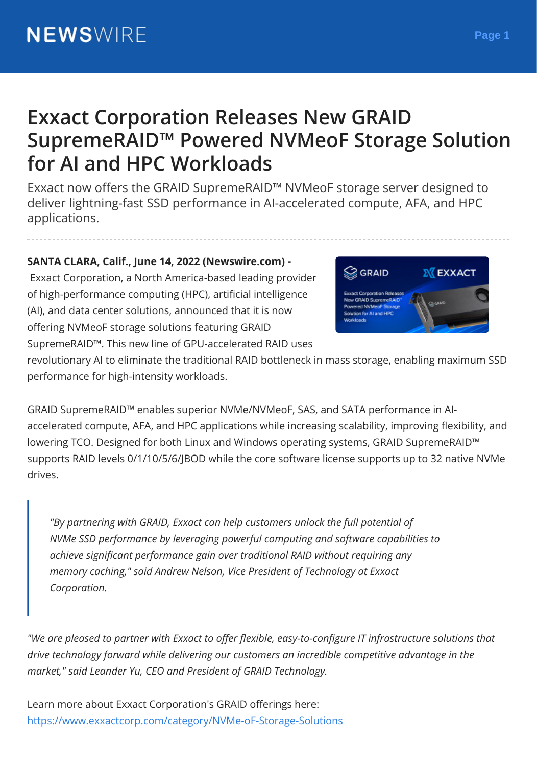# Exxact Corporation Releases New GRAID SupremeRAID™ Powered NVMeoF Storage Solution for AI and HPC Workloads

Exxact now offers the GRAID SupremeRAID™ NVMeoF storage server designed to deliver lightning-fast SSD performance in AI-accelerated compute, AFA, and HPC applications.

**SANTA CLARA, Calif., June 14, 2022 (Newswire.com) -** Exxact Corporation, a North America-based leading provider of high-performance computing (HPC), artificial intelligence (AI), and data center solutions, announced that it is now offering NVMeoF storage solutions featuring GRAID SupremeRAID™. This new line of GPU-accelerated RAID uses revolutionary AI to eliminate the traditional RAID bottleneck in mass storage, enabling maximum SSD performance for high-intensity workloads.

GRAID SupremeRAID™ enables superior NVMe/NVMeoF, SAS, and SATA performance in AI-accelerated compute, AFA, and HPC applications while increasing scalability, improving flexibility, and lowering TCO. Designed for both Linux and Windows operating systems, GRAID SupremeRAID™ supports RAID levels 0/1/10/5/6/JBOD while the core software license supports up to 32 native NVMe drives.

> *"By partnering with GRAID, Exxact can help customers unlock the full potential of NVMe SSD performance by leveraging powerful computing and software capabilities to achieve significant performance gain over traditional RAID without requiring any memory caching," said Andrew Nelson, Vice President of Technology at Exxact Corporation.*

*"We are pleased to partner with Exxact to offer flexible, easy-to-configure IT infrastructure solutions that drive technology forward while delivering our customers an incredible competitive advantage in the market," said Leander Yu, CEO and President of GRAID Technology.*

Learn more about Exxact Corporation's GRAID offerings here: https://www.exxactcorp.com/category/NVMe-oF-Storage-Solutions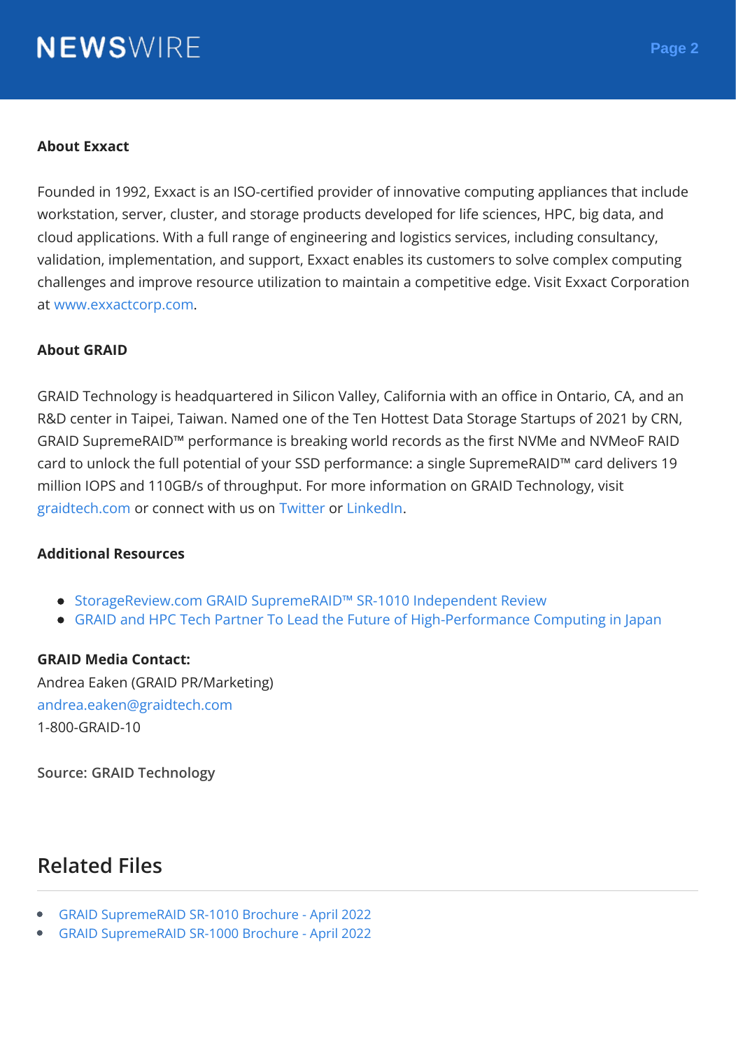**About Exxact**

Founded in 1992, Exxact is an ISO-certified provider of innovative computing appliances that include workstation, server, cluster, and storage products developed for life sciences, HPC, big data, and cloud applications. With a full range of engineering and logistics services, including consultancy, validation, implementation, and support, Exxact enables its customers to solve complex computing challenges and improve resource utilization to maintain a competitive edge. Visit Exxact Corporation at www.exxactcorp.com.

**About GRAID**

GRAID Technology is headquartered in Silicon Valley, California with an office in Ontario, CA, and an R&D center in Taipei, Taiwan. Named one of the Ten Hottest Data Storage Startups of 2021 by CRN, GRAID SupremeRAID™ performance is breaking world records as the first NVMe and NVMeoF RAID card to unlock the full potential of your SSD performance: a single SupremeRAID™ card delivers 19 million IOPS and 110GB/s of throughput. For more information on GRAID Technology, visit graidtech.com or connect with us on Twitter or LinkedIn.

**Additional Resources**

- StorageReview.com GRAID SupremeRAID™ SR-1010 Independent Review
- GRAID and HPC Tech Partner To Lead the Future of High-Performance Computing in Japan

**GRAID Media Contact:**
Andrea Eaken (GRAID PR/Marketing)
andrea.eaken@graidtech.com
1-800-GRAID-10

Source: GRAID Technology

## Related Files

- GRAID SupremeRAID SR-1010 Brochure - April 2022
- GRAID SupremeRAID SR-1000 Brochure - April 2022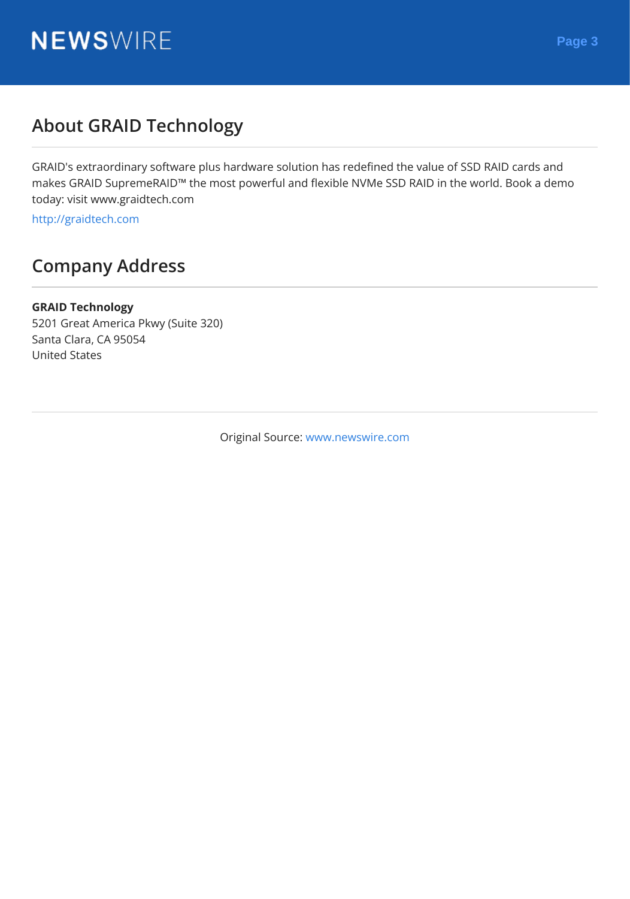## About GRAID Technology

GRAID's extraordinary software plus hardware solution has redefined the value of SSD RAID cards and makes GRAID SupremeRAID™ the most powerful and flexible NVMe SSD RAID in the world. Book a demo today: visit www.graidtech.com

http://graidtech.com

## Company Address

**GRAID Technology**
5201 Great America Pkwy (Suite 320)
Santa Clara, CA 95054
United States

Original Source: www.newswire.com